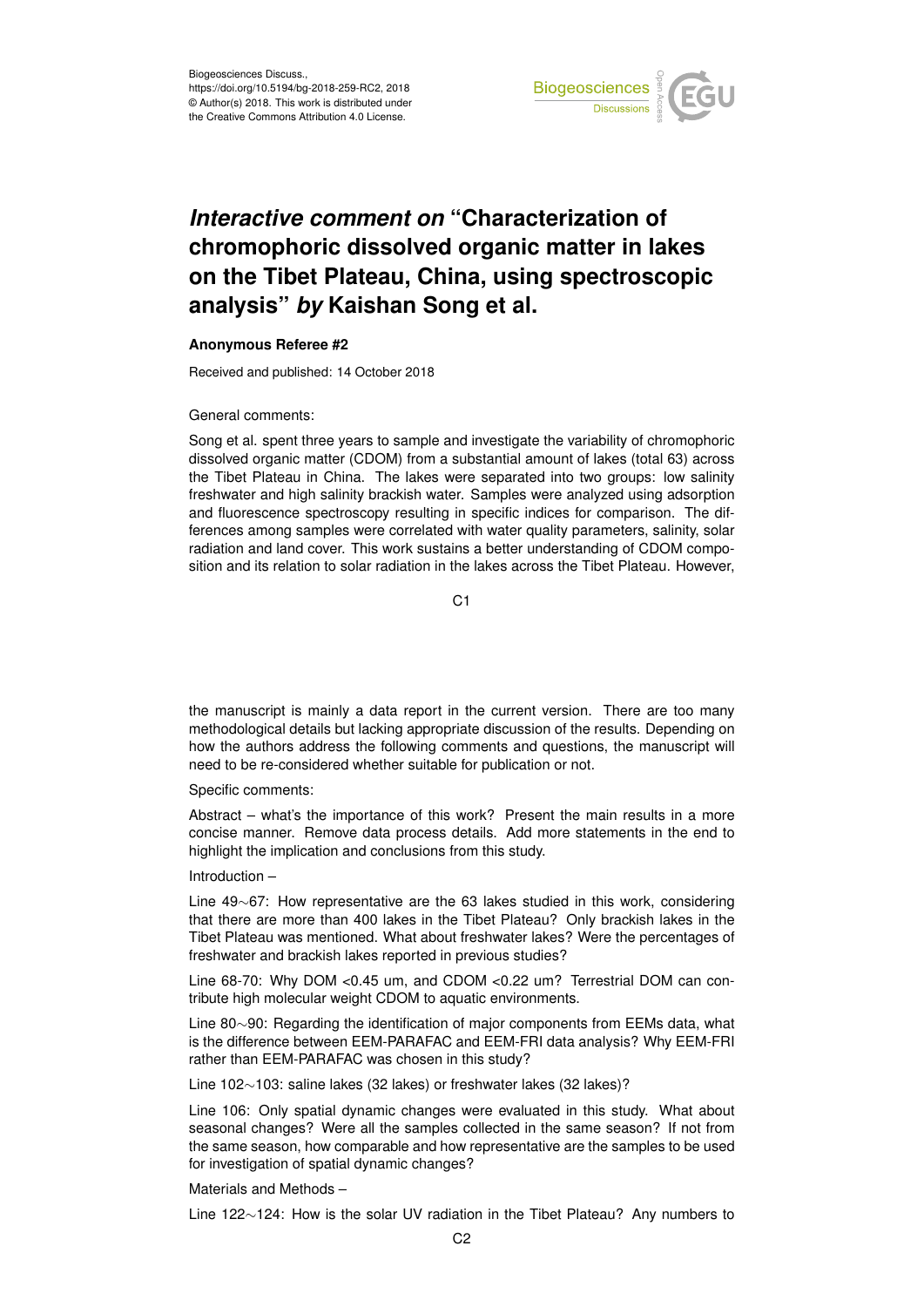# *Interactive comment on* "Characterization of chromophoric dissolved organic matter in lakes on the Tibet Plateau, China, using spectroscopic analysis" *by* Kaishan Song et al.

**Anonymous Referee #2**

Received and published: 14 October 2018

General comments:

Song et al. spent three years to sample and investigate the variability of chromophoric dissolved organic matter (CDOM) from a substantial amount of lakes (total 63) across the Tibet Plateau in China. The lakes were separated into two groups: low salinity freshwater and high salinity brackish water. Samples were analyzed using adsorption and fluorescence spectroscopy resulting in specific indices for comparison. The differences among samples were correlated with water quality parameters, salinity, solar radiation and land cover. This work sustains a better understanding of CDOM composition and its relation to solar radiation in the lakes across the Tibet Plateau. However, the manuscript is mainly a data report in the current version. There are too many methodological details but lacking appropriate discussion of the results. Depending on how the authors address the following comments and questions, the manuscript will need to be re-considered whether suitable for publication or not.

Specific comments:

Abstract – what's the importance of this work? Present the main results in a more concise manner. Remove data process details. Add more statements in the end to highlight the implication and conclusions from this study.

Introduction –

Line 49∼67: How representative are the 63 lakes studied in this work, considering that there are more than 400 lakes in the Tibet Plateau? Only brackish lakes in the Tibet Plateau was mentioned. What about freshwater lakes? Were the percentages of freshwater and brackish lakes reported in previous studies?

Line 68-70: Why DOM <0.45 um, and CDOM <0.22 um? Terrestrial DOM can contribute high molecular weight CDOM to aquatic environments.

Line 80∼90: Regarding the identification of major components from EEMs data, what is the difference between EEM-PARAFAC and EEM-FRI data analysis? Why EEM-FRI rather than EEM-PARAFAC was chosen in this study?

Line 102∼103: saline lakes (32 lakes) or freshwater lakes (32 lakes)?

Line 106: Only spatial dynamic changes were evaluated in this study. What about seasonal changes? Were all the samples collected in the same season? If not from the same season, how comparable and how representative are the samples to be used for investigation of spatial dynamic changes?

Materials and Methods –

Line 122∼124: How is the solar UV radiation in the Tibet Plateau? Any numbers to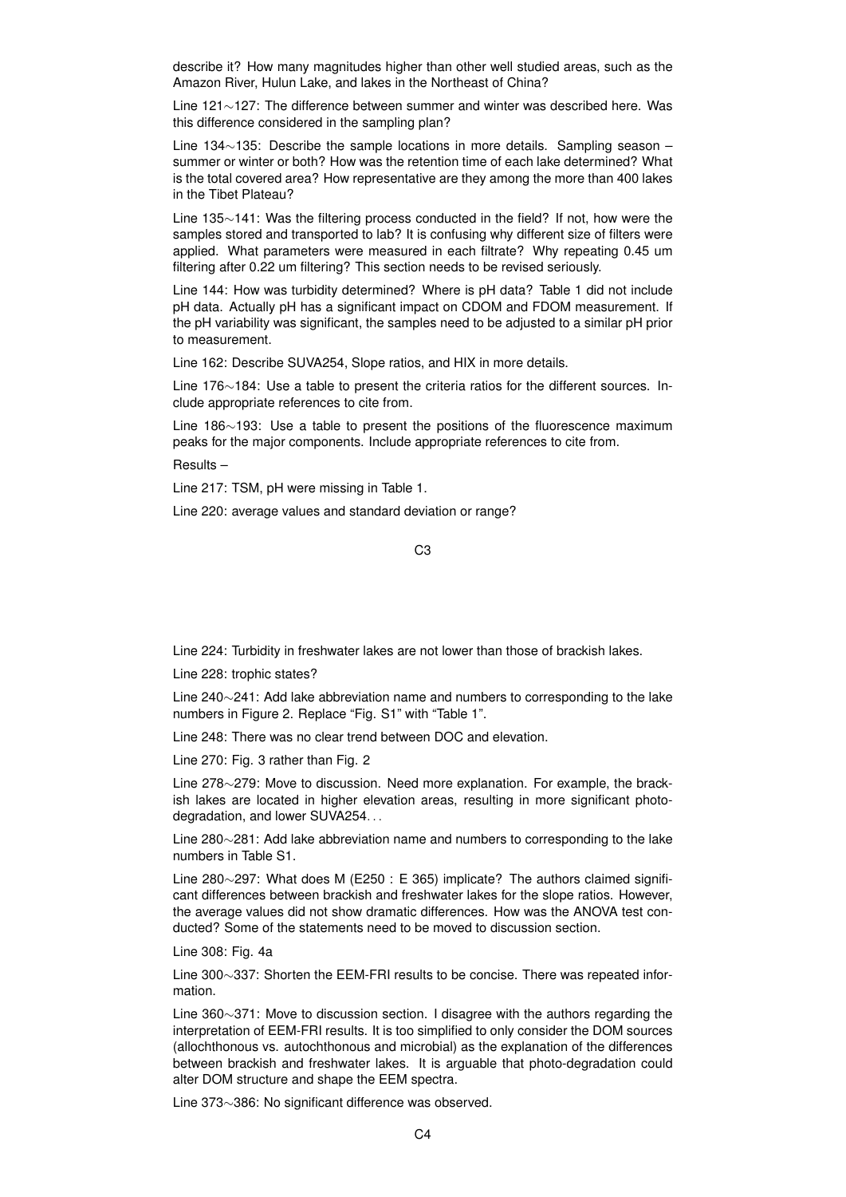describe it? How many magnitudes higher than other well studied areas, such as the Amazon River, Hulun Lake, and lakes in the Northeast of China?

Line 121∼127: The difference between summer and winter was described here. Was this difference considered in the sampling plan?

Line 134∼135: Describe the sample locations in more details. Sampling season – summer or winter or both? How was the retention time of each lake determined? What is the total covered area? How representative are they among the more than 400 lakes in the Tibet Plateau?

Line 135∼141: Was the filtering process conducted in the field? If not, how were the samples stored and transported to lab? It is confusing why different size of filters were applied. What parameters were measured in each filtrate? Why repeating 0.45 um filtering after 0.22 um filtering? This section needs to be revised seriously.

Line 144: How was turbidity determined? Where is pH data? Table 1 did not include pH data. Actually pH has a significant impact on CDOM and FDOM measurement. If the pH variability was significant, the samples need to be adjusted to a similar pH prior to measurement.

Line 162: Describe SUVA254, Slope ratios, and HIX in more details.

Line 176∼184: Use a table to present the criteria ratios for the different sources. Include appropriate references to cite from.

Line 186∼193: Use a table to present the positions of the fluorescence maximum peaks for the major components. Include appropriate references to cite from.

Results –

Line 217: TSM, pH were missing in Table 1.

Line 220: average values and standard deviation or range?

Line 224: Turbidity in freshwater lakes are not lower than those of brackish lakes.

Line 228: trophic states?

Line 240∼241: Add lake abbreviation name and numbers to corresponding to the lake numbers in Figure 2. Replace "Fig. S1" with "Table 1".

Line 248: There was no clear trend between DOC and elevation.

Line 270: Fig. 3 rather than Fig. 2

Line 278∼279: Move to discussion. Need more explanation. For example, the brackish lakes are located in higher elevation areas, resulting in more significant photodegradation, and lower SUVA254. . .

Line 280∼281: Add lake abbreviation name and numbers to corresponding to the lake numbers in Table S1.

Line 280∼297: What does M (E250 : E 365) implicate? The authors claimed significant differences between brackish and freshwater lakes for the slope ratios. However, the average values did not show dramatic differences. How was the ANOVA test conducted? Some of the statements need to be moved to discussion section.

Line 308: Fig. 4a

Line 300∼337: Shorten the EEM-FRI results to be concise. There was repeated information.

Line 360∼371: Move to discussion section. I disagree with the authors regarding the interpretation of EEM-FRI results. It is too simplified to only consider the DOM sources (allochthonous vs. autochthonous and microbial) as the explanation of the differences between brackish and freshwater lakes. It is arguable that photo-degradation could alter DOM structure and shape the EEM spectra.

Line 373∼386: No significant difference was observed.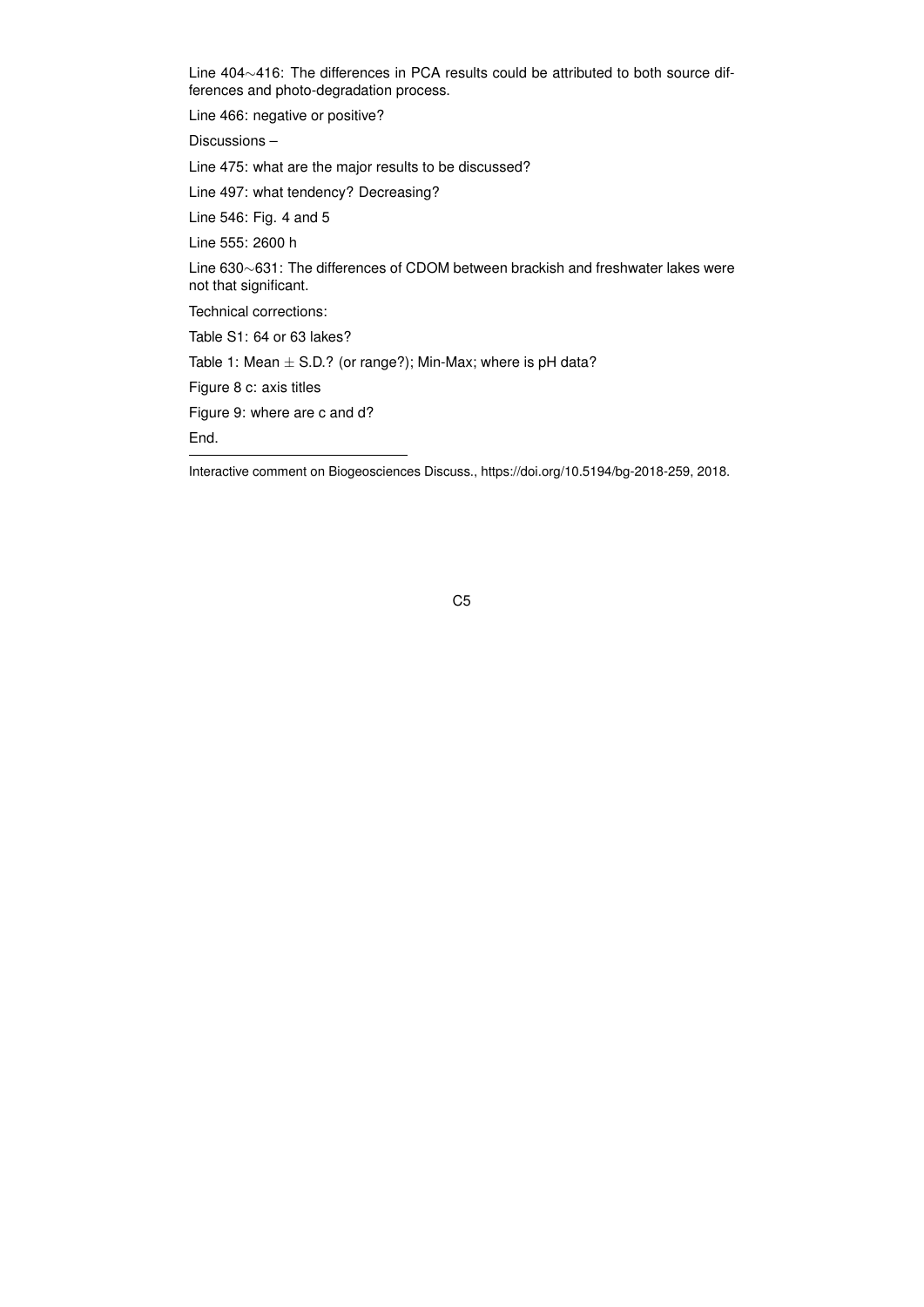Line 404∼416: The differences in PCA results could be attributed to both source differences and photo-degradation process.

Line 466: negative or positive?

Discussions –

Line 475: what are the major results to be discussed?

Line 497: what tendency? Decreasing?

Line 546: Fig. 4 and 5

Line 555: 2600 h

Line 630∼631: The differences of CDOM between brackish and freshwater lakes were not that significant.

Technical corrections:

Table S1: 64 or 63 lakes?

Table 1: Mean $\pm$ S.D.? (or range?); Min-Max; where is pH data?

Figure 8 c: axis titles

Figure 9: where are c and d?

End.

---

Interactive comment on Biogeosciences Discuss., https://doi.org/10.5194/bg-2018-259, 2018.